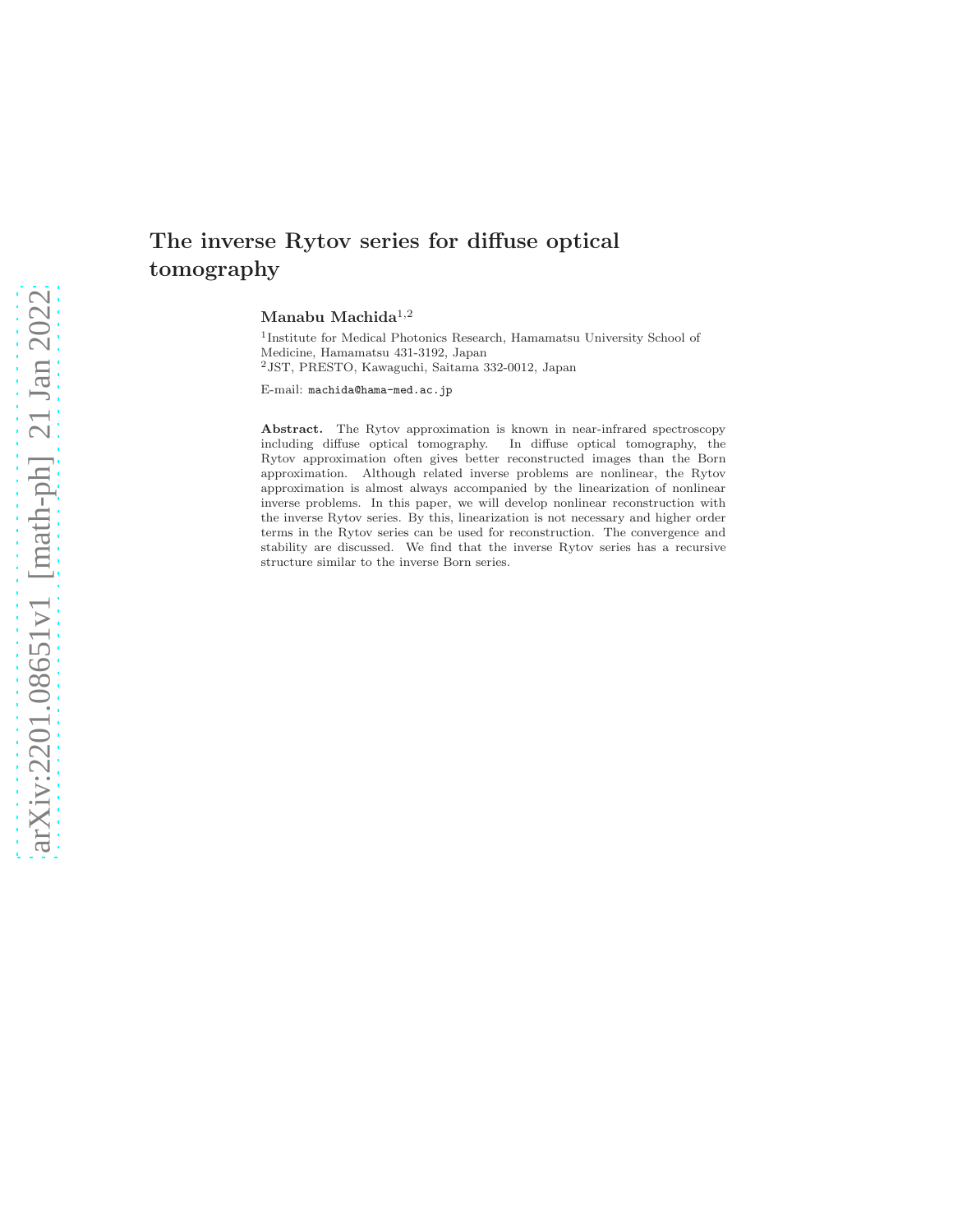# The inverse Rytov series for diffuse optical tomography

**Manabu Machida**[1,2]

[1]Institute for Medical Photonics Research, Hamamatsu University School of Medicine, Hamamatsu 431-3192, Japan

[2]JST, PRESTO, Kawaguchi, Saitama 332-0012, Japan

E-mail: machida@hama-med.ac.jp

**Abstract.** The Rytov approximation is known in near-infrared spectroscopy including diffuse optical tomography. In diffuse optical tomography, the Rytov approximation often gives better reconstructed images than the Born approximation. Although related inverse problems are nonlinear, the Rytov approximation is almost always accompanied by the linearization of nonlinear inverse problems. In this paper, we will develop nonlinear reconstruction with the inverse Rytov series. By this, linearization is not necessary and higher order terms in the Rytov series can be used for reconstruction. The convergence and stability are discussed. We find that the inverse Rytov series has a recursive structure similar to the inverse Born series.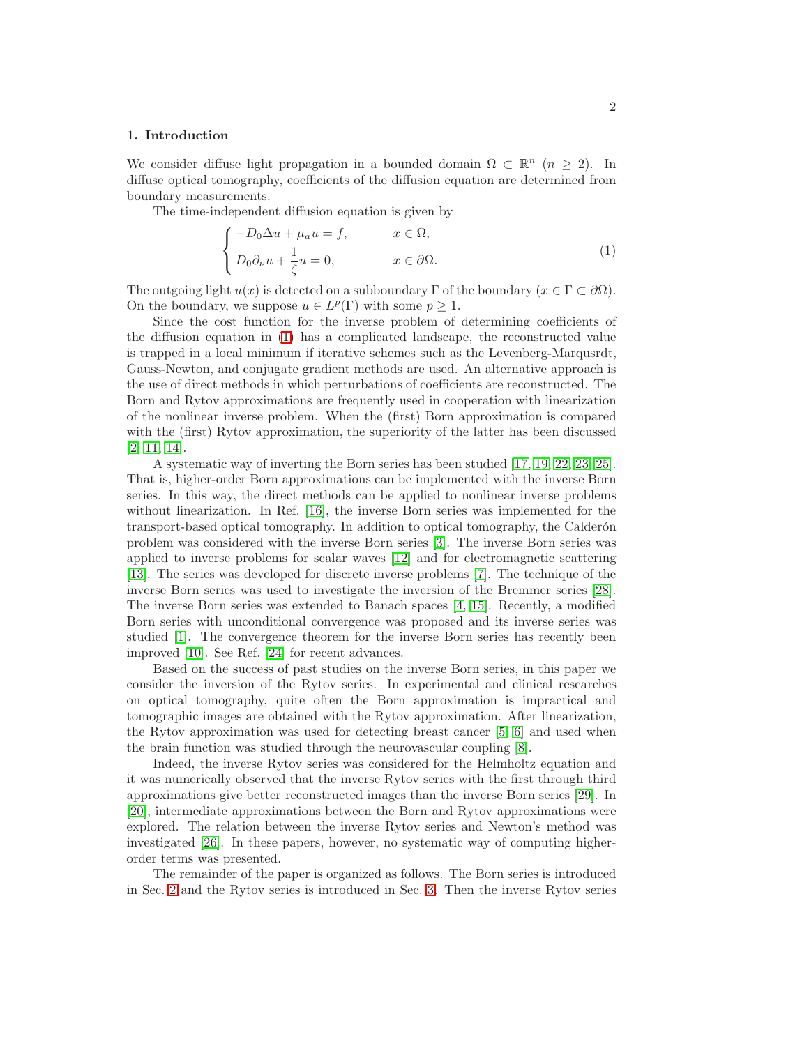## 1. Introduction

We consider diffuse light propagation in a bounded domain $\Omega \subset \mathbb{R}^n$ ($n \geq 2$). In diffuse optical tomography, coefficients of the diffusion equation are determined from boundary measurements.

The time-independent diffusion equation is given by

$$
\begin{cases}
-D_0 \Delta u + \mu_a u = f, & x \in \Omega, \\
D_0 \partial_\nu u + \dfrac{1}{\zeta} u = 0, & x \in \partial\Omega.
\end{cases}
\tag{1}
$$

The outgoing light $u(x)$ is detected on a subboundary $\Gamma$ of the boundary ($x \in \Gamma \subset \partial\Omega$). On the boundary, we suppose $u \in L^p(\Gamma)$ with some $p \geq 1$.

Since the cost function for the inverse problem of determining coefficients of the diffusion equation in (1) has a complicated landscape, the reconstructed value is trapped in a local minimum if iterative schemes such as the Levenberg-Marqusrdt, Gauss-Newton, and conjugate gradient methods are used. An alternative approach is the use of direct methods in which perturbations of coefficients are reconstructed. The Born and Rytov approximations are frequently used in cooperation with linearization of the nonlinear inverse problem. When the (first) Born approximation is compared with the (first) Rytov approximation, the superiority of the latter has been discussed [2, 11, 14].

A systematic way of inverting the Born series has been studied [17, 19, 22, 23, 25]. That is, higher-order Born approximations can be implemented with the inverse Born series. In this way, the direct methods can be applied to nonlinear inverse problems without linearization. In Ref. [16], the inverse Born series was implemented for the transport-based optical tomography. In addition to optical tomography, the Calderón problem was considered with the inverse Born series [3]. The inverse Born series was applied to inverse problems for scalar waves [12] and for electromagnetic scattering [13]. The series was developed for discrete inverse problems [7]. The technique of the inverse Born series was used to investigate the inversion of the Bremmer series [28]. The inverse Born series was extended to Banach spaces [4, 15]. Recently, a modified Born series with unconditional convergence was proposed and its inverse series was studied [1]. The convergence theorem for the inverse Born series has recently been improved [10]. See Ref. [24] for recent advances.

Based on the success of past studies on the inverse Born series, in this paper we consider the inversion of the Rytov series. In experimental and clinical researches on optical tomography, quite often the Born approximation is impractical and tomographic images are obtained with the Rytov approximation. After linearization, the Rytov approximation was used for detecting breast cancer [5, 6] and used when the brain function was studied through the neurovascular coupling [8].

Indeed, the inverse Rytov series was considered for the Helmholtz equation and it was numerically observed that the inverse Rytov series with the first through third approximations give better reconstructed images than the inverse Born series [29]. In [20], intermediate approximations between the Born and Rytov approximations were explored. The relation between the inverse Rytov series and Newton's method was investigated [26]. In these papers, however, no systematic way of computing higher-order terms was presented.

The remainder of the paper is organized as follows. The Born series is introduced in Sec. 2 and the Rytov series is introduced in Sec. 3. Then the inverse Rytov series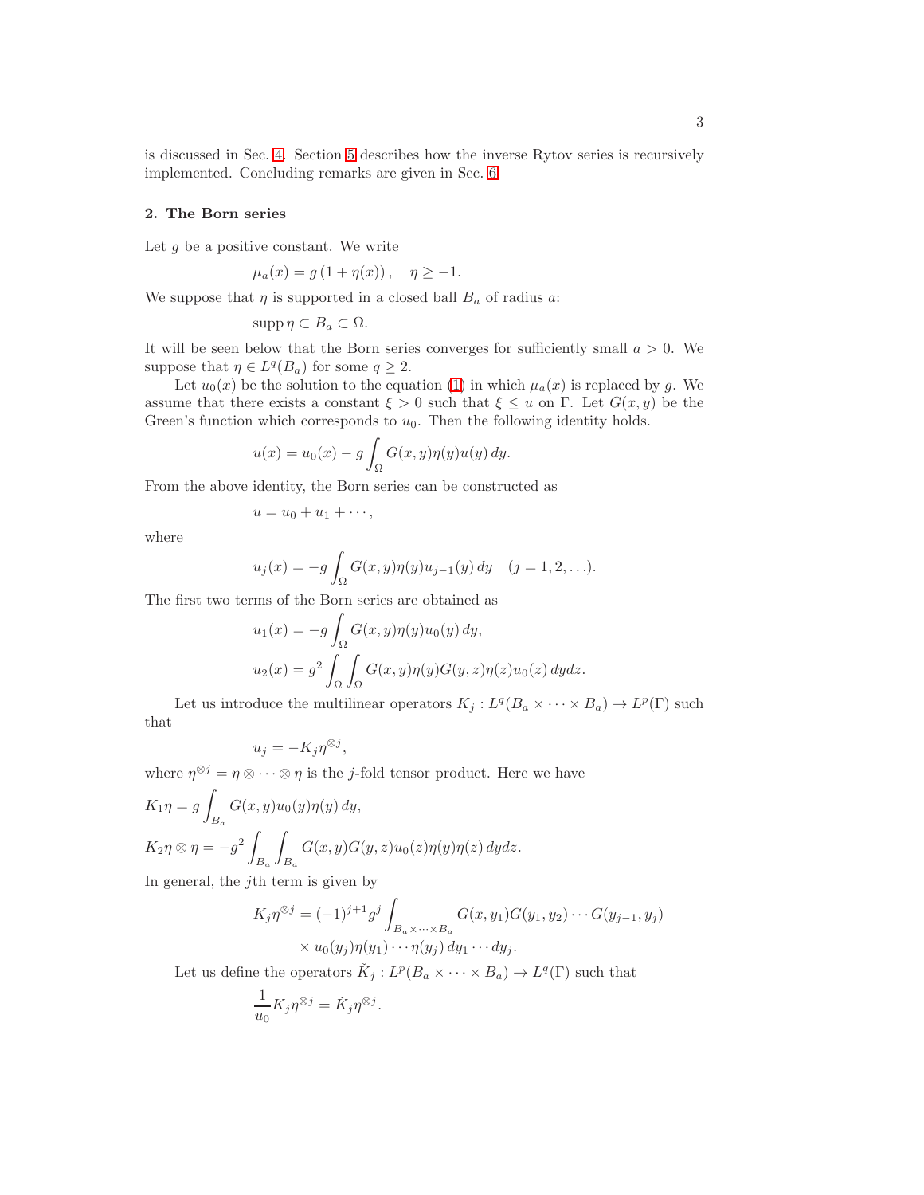is discussed in Sec. 4. Section 5 describes how the inverse Rytov series is recursively implemented. Concluding remarks are given in Sec. 6.

## 2. The Born series

Let $g$ be a positive constant. We write

$$\mu_a(x) = g\left(1 + \eta(x)\right), \quad \eta \geq -1.$$

We suppose that $\eta$ is supported in a closed ball $B_a$ of radius $a$:

$$\operatorname{supp}\eta \subset B_a \subset \Omega.$$

It will be seen below that the Born series converges for sufficiently small $a > 0$. We suppose that $\eta \in L^q(B_a)$ for some $q \geq 2$.

Let $u_0(x)$ be the solution to the equation (1) in which $\mu_a(x)$ is replaced by $g$. We assume that there exists a constant $\xi > 0$ such that $\xi \leq u$ on $\Gamma$. Let $G(x,y)$ be the Green's function which corresponds to $u_0$. Then the following identity holds.

$$u(x) = u_0(x) - g\int_\Omega G(x,y)\eta(y)u(y)\,dy.$$

From the above identity, the Born series can be constructed as

$$u = u_0 + u_1 + \cdots,$$

where

$$u_j(x) = -g\int_\Omega G(x,y)\eta(y)u_{j-1}(y)\,dy \quad (j = 1, 2, \ldots).$$

The first two terms of the Born series are obtained as

$$u_1(x) = -g\int_\Omega G(x,y)\eta(y)u_0(y)\,dy,$$

$$u_2(x) = g^2\int_\Omega\int_\Omega G(x,y)\eta(y)G(y,z)\eta(z)u_0(z)\,dydz.$$

Let us introduce the multilinear operators $K_j : L^q(B_a \times \cdots \times B_a) \to L^p(\Gamma)$ such that

$$u_j = -K_j\eta^{\otimes j},$$

where $\eta^{\otimes j} = \eta \otimes \cdots \otimes \eta$ is the $j$-fold tensor product. Here we have

$$K_1\eta = g\int_{B_a} G(x,y)u_0(y)\eta(y)\,dy,$$

$$K_2\eta \otimes \eta = -g^2\int_{B_a}\int_{B_a} G(x,y)G(y,z)u_0(z)\eta(y)\eta(z)\,dydz.$$

In general, the $j$th term is given by

$$K_j\eta^{\otimes j} = (-1)^{j+1}g^j\int_{B_a \times \cdots \times B_a} G(x,y_1)G(y_1,y_2)\cdots G(y_{j-1},y_j) \times u_0(y_j)\eta(y_1)\cdots\eta(y_j)\,dy_1\cdots dy_j.$$

Let us define the operators $\check{K}_j : L^p(B_a \times \cdots \times B_a) \to L^q(\Gamma)$ such that

$$\frac{1}{u_0}K_j\eta^{\otimes j} = \check{K}_j\eta^{\otimes j}.$$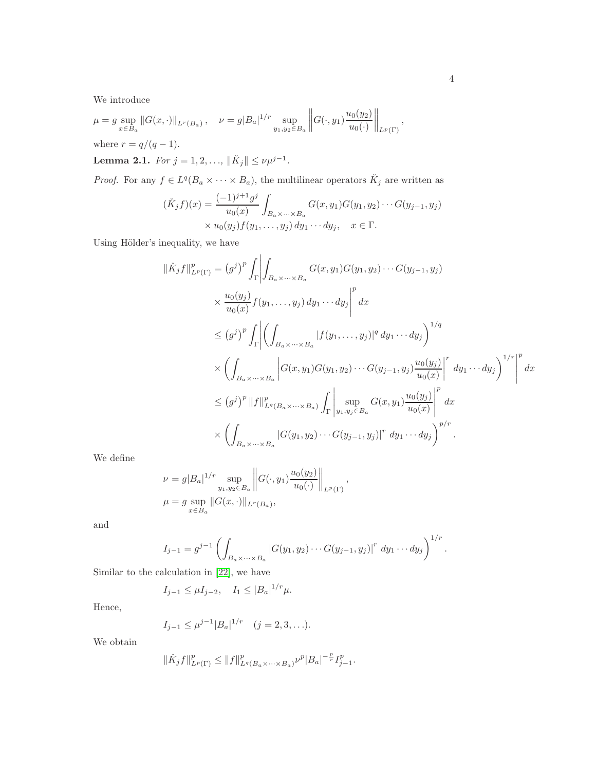We introduce

$$\mu = g \sup_{x\in B_a} \|G(x,\cdot)\|_{L^r(B_a)}, \quad \nu = g|B_a|^{1/r} \sup_{y_1,y_2\in B_a} \left\| G(\cdot,y_1)\frac{u_0(y_2)}{u_0(\cdot)}\right\|_{L^p(\Gamma)},$$

where $r = q/(q-1)$.

**Lemma 2.1.** *For* $j = 1, 2, \ldots$, $\|\check{K}_j\| \le \nu\mu^{j-1}$.

*Proof.* For any $f \in L^q(B_a \times \cdots \times B_a)$, the multilinear operators $\check{K}_j$ are written as

$$\begin{aligned}
(\check{K}_j f)(x) = \frac{(-1)^{j+1}g^j}{u_0(x)} \int_{B_a\times\cdots\times B_a} G(x,y_1)G(y_1,y_2)\cdots G(y_{j-1},y_j) \\
\times\, u_0(y_j) f(y_1,\ldots,y_j)\, dy_1\cdots dy_j, \quad x \in \Gamma.
\end{aligned}$$

Using Hölder's inequality, we have

$$\begin{aligned}
\|\check{K}_j f\|^p_{L^p(\Gamma)} &= \left(g^j\right)^p \int_\Gamma \left| \int_{B_a\times\cdots\times B_a} G(x,y_1)G(y_1,y_2)\cdots G(y_{j-1},y_j) \right. \\
&\quad \left. \times \frac{u_0(y_j)}{u_0(x)} f(y_1,\ldots,y_j)\, dy_1\cdots dy_j \right|^p dx \\
&\le \left(g^j\right)^p \int_\Gamma \left| \left( \int_{B_a\times\cdots\times B_a} |f(y_1,\ldots,y_j)|^q\, dy_1\cdots dy_j \right)^{1/q} \right. \\
&\quad \left. \times \left( \int_{B_a\times\cdots\times B_a} \left| G(x,y_1)G(y_1,y_2)\cdots G(y_{j-1},y_j)\frac{u_0(y_j)}{u_0(x)} \right|^r dy_1\cdots dy_j \right)^{1/r} \right|^p dx \\
&\le \left(g^j\right)^p \|f\|^p_{L^q(B_a\times\cdots\times B_a)} \int_\Gamma \left| \sup_{y_1,y_j\in B_a} G(x,y_1)\frac{u_0(y_j)}{u_0(x)} \right|^p dx \\
&\quad \times \left( \int_{B_a\times\cdots\times B_a} |G(y_1,y_2)\cdots G(y_{j-1},y_j)|^r\, dy_1\cdots dy_j \right)^{p/r}.
\end{aligned}$$

We define

$$\begin{aligned}
\nu &= g|B_a|^{1/r} \sup_{y_1,y_2\in B_a} \left\| G(\cdot,y_1)\frac{u_0(y_2)}{u_0(\cdot)} \right\|_{L^p(\Gamma)}, \\
\mu &= g \sup_{x\in B_a} \|G(x,\cdot)\|_{L^r(B_a)},
\end{aligned}$$

and

$$I_{j-1} = g^{j-1} \left( \int_{B_a\times\cdots\times B_a} |G(y_1,y_2)\cdots G(y_{j-1},y_j)|^r\, dy_1\cdots dy_j \right)^{1/r}.$$

Similar to the calculation in [22], we have

$$I_{j-1} \le \mu I_{j-2}, \quad I_1 \le |B_a|^{1/r}\mu.$$

Hence,

$$I_{j-1} \le \mu^{j-1}|B_a|^{1/r} \quad (j = 2, 3, \ldots).$$

We obtain

$$\|\check{K}_j f\|^p_{L^p(\Gamma)} \le \|f\|^p_{L^q(B_a\times\cdots\times B_a)} \nu^p |B_a|^{-\frac{p}{r}} I^p_{j-1}.$$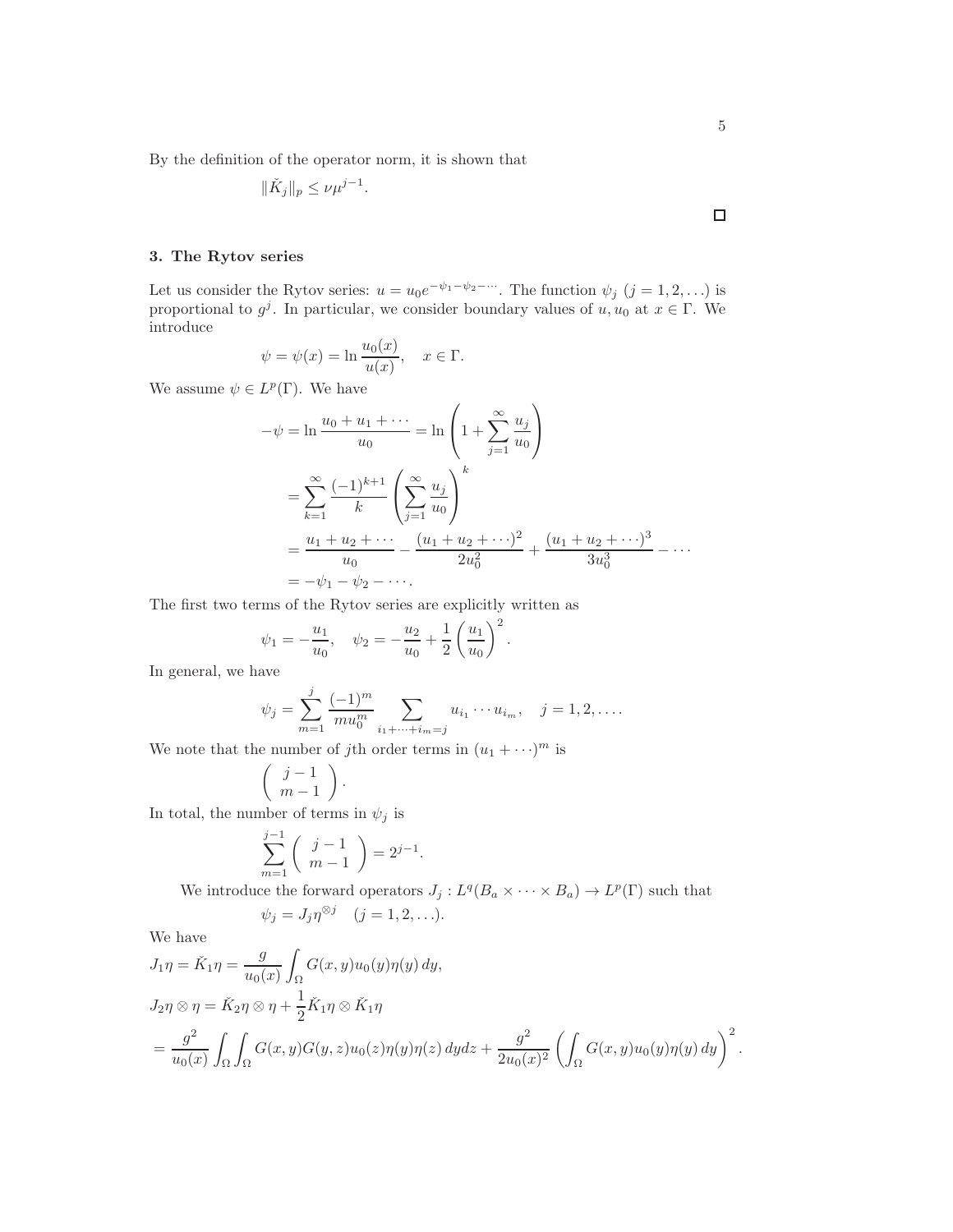By the definition of the operator norm, it is shown that

$$\|\check{K}_j\|_p \le \nu\mu^{j-1}.$$

□

### 3. The Rytov series

Let us consider the Rytov series: $u = u_0 e^{-\psi_1-\psi_2-\cdots}$. The function $\psi_j$ $(j = 1, 2, \ldots)$ is proportional to $g^j$. In particular, we consider boundary values of $u, u_0$ at $x \in \Gamma$. We introduce

$$\psi = \psi(x) = \ln \frac{u_0(x)}{u(x)}, \quad x \in \Gamma.$$

We assume $\psi \in L^p(\Gamma)$. We have

$$\begin{aligned}
-\psi &= \ln \frac{u_0 + u_1 + \cdots}{u_0} = \ln \left(1 + \sum_{j=1}^{\infty} \frac{u_j}{u_0}\right) \\
&= \sum_{k=1}^{\infty} \frac{(-1)^{k+1}}{k} \left(\sum_{j=1}^{\infty} \frac{u_j}{u_0}\right)^k \\
&= \frac{u_1 + u_2 + \cdots}{u_0} - \frac{(u_1 + u_2 + \cdots)^2}{2u_0^2} + \frac{(u_1 + u_2 + \cdots)^3}{3u_0^3} - \cdots \\
&= -\psi_1 - \psi_2 - \cdots.
\end{aligned}$$

The first two terms of the Rytov series are explicitly written as

$$\psi_1 = -\frac{u_1}{u_0}, \quad \psi_2 = -\frac{u_2}{u_0} + \frac{1}{2}\left(\frac{u_1}{u_0}\right)^2.$$

In general, we have

$$\psi_j = \sum_{m=1}^{j} \frac{(-1)^m}{m u_0^m} \sum_{i_1+\cdots+i_m=j} u_{i_1} \cdots u_{i_m}, \quad j = 1, 2, \ldots.$$

We note that the number of $j$th order terms in $(u_1 + \cdots)^m$ is

$$\begin{pmatrix} j-1 \\ m-1 \end{pmatrix}.$$

In total, the number of terms in $\psi_j$ is

$$\sum_{m=1}^{j-1} \begin{pmatrix} j-1 \\ m-1 \end{pmatrix} = 2^{j-1}.$$

We introduce the forward operators $J_j : L^q(B_a \times \cdots \times B_a) \to L^p(\Gamma)$ such that

$$\psi_j = J_j \eta^{\otimes j} \quad (j = 1, 2, \ldots).$$

We have

$$\begin{aligned}
&J_1\eta = \check{K}_1\eta = \frac{g}{u_0(x)} \int_\Omega G(x,y) u_0(y) \eta(y)\, dy, \\
&J_2\eta \otimes \eta = \check{K}_2 \eta \otimes \eta + \frac{1}{2}\check{K}_1\eta \otimes \check{K}_1\eta \\
&= \frac{g^2}{u_0(x)} \int_\Omega \int_\Omega G(x,y) G(y,z) u_0(z) \eta(y) \eta(z)\, dydz + \frac{g^2}{2u_0(x)^2} \left(\int_\Omega G(x,y) u_0(y) \eta(y)\, dy\right)^2.
\end{aligned}$$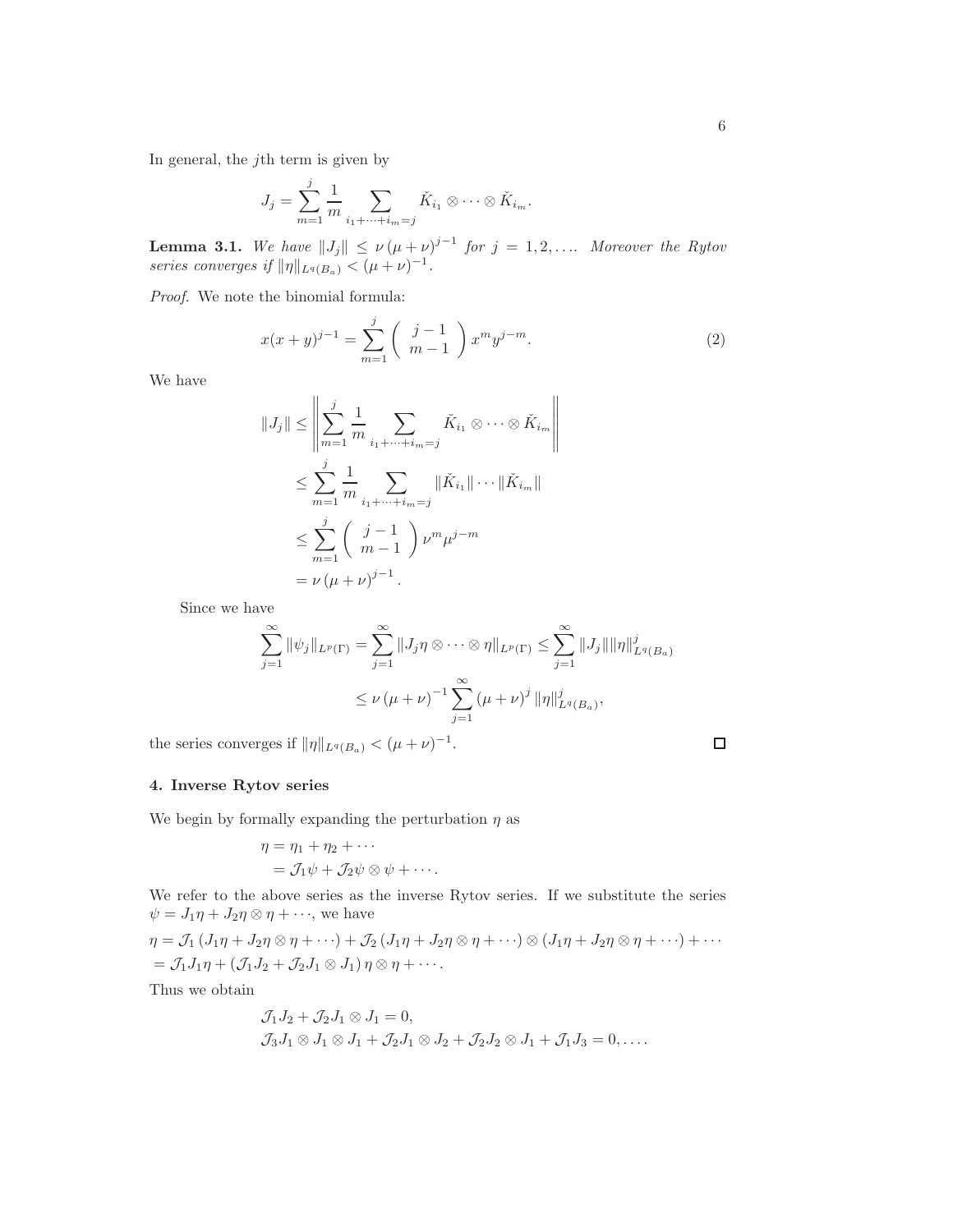In general, the $j$th term is given by

$$J_j = \sum_{m=1}^{j} \frac{1}{m} \sum_{i_1+\cdots+i_m=j} \check{K}_{i_1} \otimes \cdots \otimes \check{K}_{i_m}.$$

**Lemma 3.1.** *We have $\|J_j\| \leq \nu (\mu+\nu)^{j-1}$ for $j = 1, 2, \ldots$. Moreover the Rytov series converges if $\|\eta\|_{L^q(B_a)} < (\mu+\nu)^{-1}$.*

*Proof.* We note the binomial formula:

$$x(x+y)^{j-1} = \sum_{m=1}^{j} \binom{j-1}{m-1} x^m y^{j-m}. \tag{2}$$

We have

$$\begin{aligned}
\|J_j\| &\leq \left\| \sum_{m=1}^{j} \frac{1}{m} \sum_{i_1+\cdots+i_m=j} \check{K}_{i_1} \otimes \cdots \otimes \check{K}_{i_m} \right\| \\
&\leq \sum_{m=1}^{j} \frac{1}{m} \sum_{i_1+\cdots+i_m=j} \|\check{K}_{i_1}\| \cdots \|\check{K}_{i_m}\| \\
&\leq \sum_{m=1}^{j} \binom{j-1}{m-1} \nu^m \mu^{j-m} \\
&= \nu (\mu+\nu)^{j-1}.
\end{aligned}$$

Since we have

$$\begin{aligned}
\sum_{j=1}^{\infty} \|\psi_j\|_{L^p(\Gamma)} = \sum_{j=1}^{\infty} \|J_j \eta \otimes \cdots \otimes \eta\|_{L^p(\Gamma)} &\leq \sum_{j=1}^{\infty} \|J_j\| \|\eta\|_{L^q(B_a)}^j \\
&\leq \nu (\mu+\nu)^{-1} \sum_{j=1}^{\infty} (\mu+\nu)^j \|\eta\|_{L^q(B_a)}^j,
\end{aligned}$$

the series converges if $\|\eta\|_{L^q(B_a)} < (\mu+\nu)^{-1}$. $\square$

## 4. Inverse Rytov series

We begin by formally expanding the perturbation $\eta$ as

$$\begin{aligned}
\eta &= \eta_1 + \eta_2 + \cdots \\
&= \mathcal{J}_1 \psi + \mathcal{J}_2 \psi \otimes \psi + \cdots.
\end{aligned}$$

We refer to the above series as the inverse Rytov series. If we substitute the series $\psi = J_1 \eta + J_2 \eta \otimes \eta + \cdots$, we have

$$\begin{aligned}
\eta &= \mathcal{J}_1 (J_1 \eta + J_2 \eta \otimes \eta + \cdots) + \mathcal{J}_2 (J_1 \eta + J_2 \eta \otimes \eta + \cdots) \otimes (J_1 \eta + J_2 \eta \otimes \eta + \cdots) + \cdots \\
&= \mathcal{J}_1 J_1 \eta + (\mathcal{J}_1 J_2 + \mathcal{J}_2 J_1 \otimes J_1) \eta \otimes \eta + \cdots.
\end{aligned}$$

Thus we obtain

$$\begin{aligned}
&\mathcal{J}_1 J_2 + \mathcal{J}_2 J_1 \otimes J_1 = 0, \\
&\mathcal{J}_3 J_1 \otimes J_1 \otimes J_1 + \mathcal{J}_2 J_1 \otimes J_2 + \mathcal{J}_2 J_2 \otimes J_1 + \mathcal{J}_1 J_3 = 0, \ldots.
\end{aligned}$$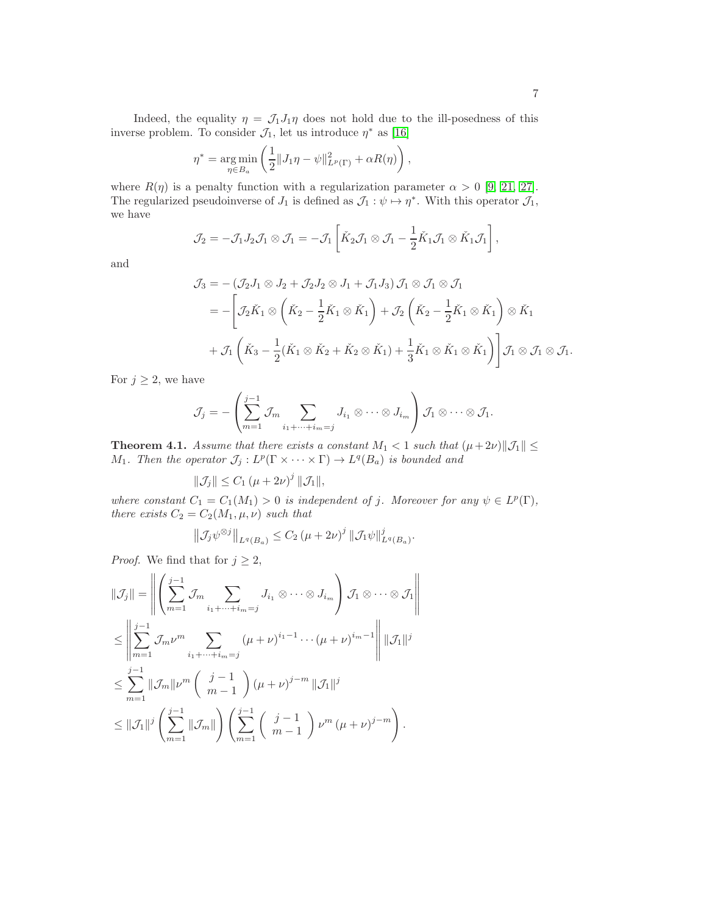Indeed, the equality $\eta = \mathcal{J}_1 J_1 \eta$ does not hold due to the ill-posedness of this inverse problem. To consider $\mathcal{J}_1$, let us introduce $\eta^*$ as [16]

$$\eta^* = \underset{\eta \in B_a}{\arg\min} \left( \frac{1}{2} \| J_1 \eta - \psi \|^2_{L^p(\Gamma)} + \alpha R(\eta) \right),$$

where $R(\eta)$ is a penalty function with a regularization parameter $\alpha > 0$ [9, 21, 27]. The regularized pseudoinverse of $J_1$ is defined as $\mathcal{J}_1 : \psi \mapsto \eta^*$. With this operator $\mathcal{J}_1$, we have

$$\mathcal{J}_2 = -\mathcal{J}_1 J_2 \mathcal{J}_1 \otimes \mathcal{J}_1 = -\mathcal{J}_1 \left[ \check{K}_2 \mathcal{J}_1 \otimes \mathcal{J}_1 - \frac{1}{2} \check{K}_1 \mathcal{J}_1 \otimes \check{K}_1 \mathcal{J}_1 \right],$$

and

$$\begin{aligned}
\mathcal{J}_3 &= - \left( \mathcal{J}_2 J_1 \otimes J_2 + \mathcal{J}_2 J_2 \otimes J_1 + \mathcal{J}_1 J_3 \right) \mathcal{J}_1 \otimes \mathcal{J}_1 \otimes \mathcal{J}_1 \\
&= - \Bigg[ \mathcal{J}_2 \check{K}_1 \otimes \left( \check{K}_2 - \frac{1}{2} \check{K}_1 \otimes \check{K}_1 \right) + \mathcal{J}_2 \left( \check{K}_2 - \frac{1}{2} \check{K}_1 \otimes \check{K}_1 \right) \otimes \check{K}_1 \\
&\quad + \mathcal{J}_1 \left( \check{K}_3 - \frac{1}{2} (\check{K}_1 \otimes \check{K}_2 + \check{K}_2 \otimes \check{K}_1) + \frac{1}{3} \check{K}_1 \otimes \check{K}_1 \otimes \check{K}_1 \right) \Bigg] \mathcal{J}_1 \otimes \mathcal{J}_1 \otimes \mathcal{J}_1.
\end{aligned}$$

For $j \geq 2$, we have

$$\mathcal{J}_j = - \left( \sum_{m=1}^{j-1} \mathcal{J}_m \sum_{i_1 + \cdots + i_m = j} J_{i_1} \otimes \cdots \otimes J_{i_m} \right) \mathcal{J}_1 \otimes \cdots \otimes \mathcal{J}_1.$$

**Theorem 4.1.** *Assume that there exists a constant $M_1 < 1$ such that $(\mu + 2\nu) \| \mathcal{J}_1 \| \leq M_1$. Then the operator $\mathcal{J}_j : L^p(\Gamma \times \cdots \times \Gamma) \to L^q(B_a)$ is bounded and*

$$\| \mathcal{J}_j \| \leq C_1 \left( \mu + 2\nu \right)^j \| \mathcal{J}_1 \|,$$

*where constant $C_1 = C_1(M_1) > 0$ is independent of $j$. Moreover for any $\psi \in L^p(\Gamma)$, there exists $C_2 = C_2(M_1, \mu, \nu)$ such that*

$$\left\| \mathcal{J}_j \psi^{\otimes j} \right\|_{L^q(B_a)} \leq C_2 \left( \mu + 2\nu \right)^j \| \mathcal{J}_1 \psi \|^j_{L^q(B_a)}.$$

*Proof.* We find that for $j \geq 2$,

$$\begin{aligned}
\| \mathcal{J}_j \| &= \left\| \left( \sum_{m=1}^{j-1} \mathcal{J}_m \sum_{i_1 + \cdots + i_m = j} J_{i_1} \otimes \cdots \otimes J_{i_m} \right) \mathcal{J}_1 \otimes \cdots \otimes \mathcal{J}_1 \right\| \\
&\leq \left\| \sum_{m=1}^{j-1} \mathcal{J}_m \nu^m \sum_{i_1 + \cdots + i_m = j} (\mu + \nu)^{i_1 - 1} \cdots (\mu + \nu)^{i_m - 1} \right\| \| \mathcal{J}_1 \|^j \\
&\leq \sum_{m=1}^{j-1} \| \mathcal{J}_m \| \nu^m \begin{pmatrix} j-1 \\ m-1 \end{pmatrix} (\mu + \nu)^{j-m} \| \mathcal{J}_1 \|^j \\
&\leq \| \mathcal{J}_1 \|^j \left( \sum_{m=1}^{j-1} \| \mathcal{J}_m \| \right) \left( \sum_{m=1}^{j-1} \begin{pmatrix} j-1 \\ m-1 \end{pmatrix} \nu^m (\mu + \nu)^{j-m} \right).
\end{aligned}$$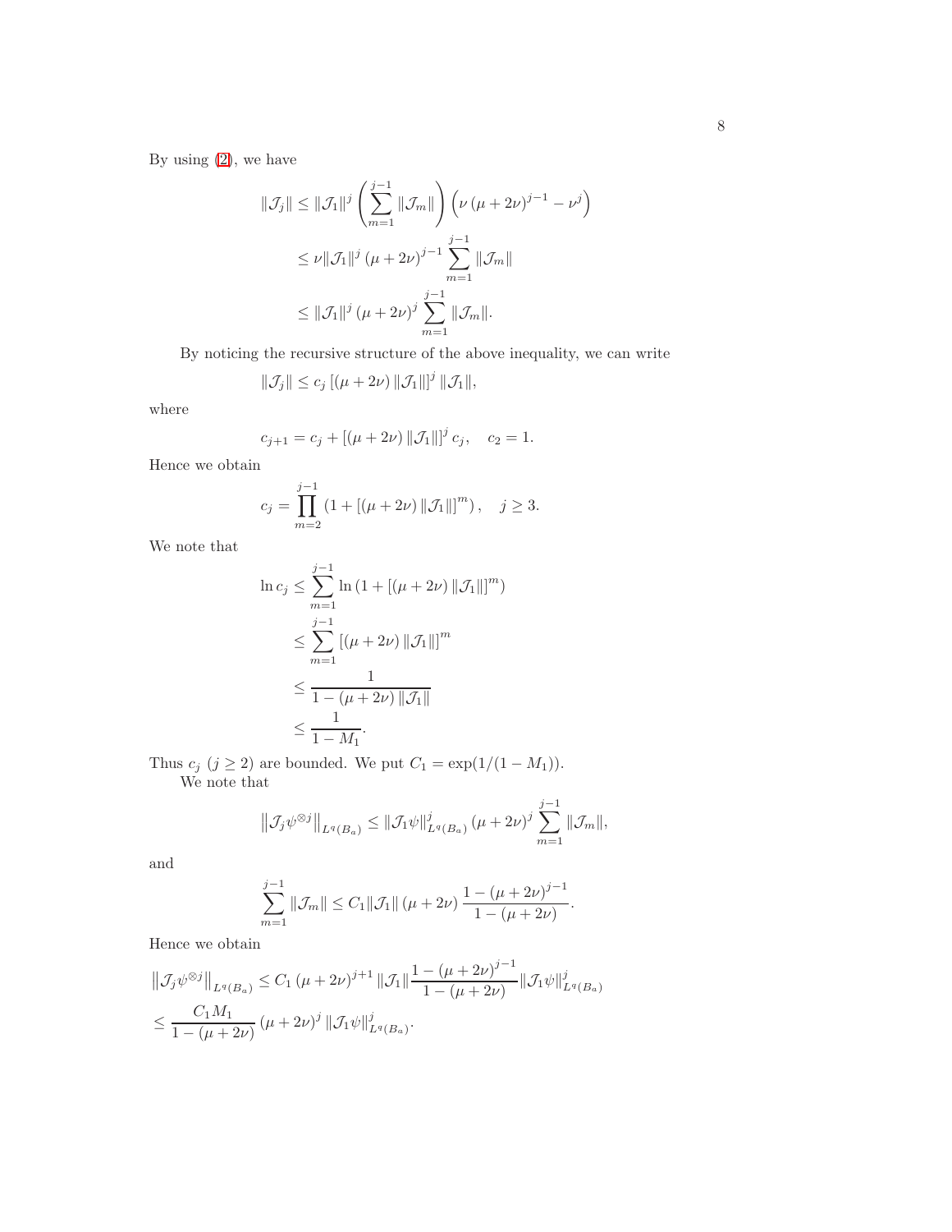By using (2), we have

$$
\begin{aligned}
\|\mathcal{J}_j\| &\le \|\mathcal{J}_1\|^j \left(\sum_{m=1}^{j-1} \|\mathcal{J}_m\|\right) \left(\nu\,(\mu+2\nu)^{j-1} - \nu^j\right) \\
&\le \nu \|\mathcal{J}_1\|^j\,(\mu+2\nu)^{j-1} \sum_{m=1}^{j-1} \|\mathcal{J}_m\| \\
&\le \|\mathcal{J}_1\|^j\,(\mu+2\nu)^{j} \sum_{m=1}^{j-1} \|\mathcal{J}_m\|.
\end{aligned}
$$

By noticing the recursive structure of the above inequality, we can write

$$
\|\mathcal{J}_j\| \le c_j\,[(\mu+2\nu)\,\|\mathcal{J}_1\|]^j\,\|\mathcal{J}_1\|,
$$

where

$$
c_{j+1} = c_j + [(\mu+2\nu)\,\|\mathcal{J}_1\|]^j\,c_j, \quad c_2 = 1.
$$

Hence we obtain

$$
c_j = \prod_{m=2}^{j-1} \left(1 + [(\mu+2\nu)\,\|\mathcal{J}_1\|]^m\right), \quad j \ge 3.
$$

We note that

$$
\begin{aligned}
\ln c_j &\le \sum_{m=1}^{j-1} \ln\left(1 + [(\mu+2\nu)\,\|\mathcal{J}_1\|]^m\right) \\
&\le \sum_{m=1}^{j-1} [(\mu+2\nu)\,\|\mathcal{J}_1\|]^m \\
&\le \frac{1}{1-(\mu+2\nu)\,\|\mathcal{J}_1\|} \\
&\le \frac{1}{1-M_1}.
\end{aligned}
$$

Thus $c_j$ $(j \ge 2)$ are bounded. We put $C_1 = \exp(1/(1-M_1))$.

We note that

$$
\left\|\mathcal{J}_j \psi^{\otimes j}\right\|_{L^q(B_a)} \le \|\mathcal{J}_1\psi\|_{L^q(B_a)}^j\,(\mu+2\nu)^j \sum_{m=1}^{j-1} \|\mathcal{J}_m\|,
$$

and

$$
\sum_{m=1}^{j-1} \|\mathcal{J}_m\| \le C_1 \|\mathcal{J}_1\|\,(\mu+2\nu)\,\frac{1-(\mu+2\nu)^{j-1}}{1-(\mu+2\nu)}.
$$

Hence we obtain

$$
\begin{aligned}
&\left\|\mathcal{J}_j \psi^{\otimes j}\right\|_{L^q(B_a)} \le C_1\,(\mu+2\nu)^{j+1}\,\|\mathcal{J}_1\|\frac{1-(\mu+2\nu)^{j-1}}{1-(\mu+2\nu)} \|\mathcal{J}_1\psi\|_{L^q(B_a)}^j \\
&\le \frac{C_1 M_1}{1-(\mu+2\nu)}\,(\mu+2\nu)^j\,\|\mathcal{J}_1\psi\|_{L^q(B_a)}^j.
\end{aligned}
$$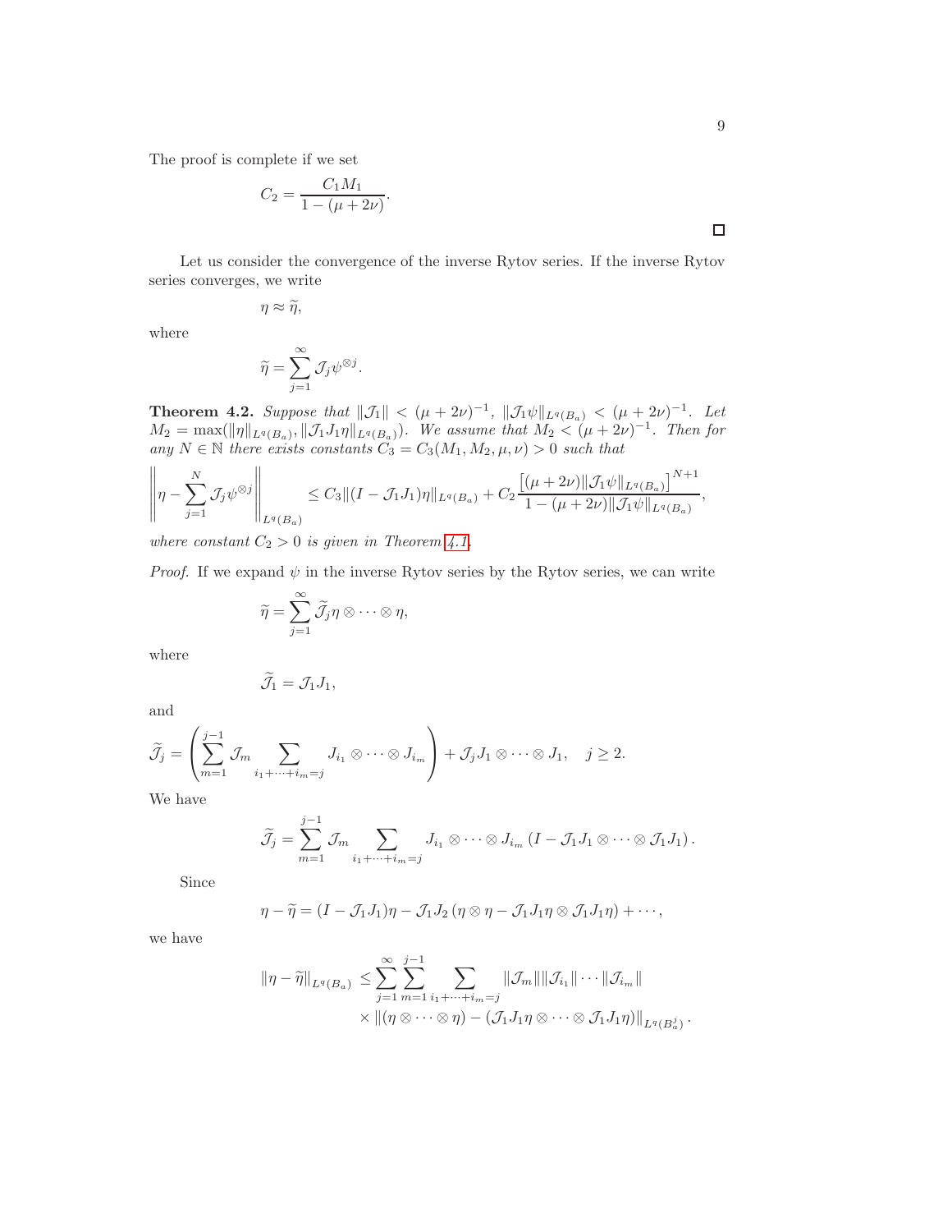The proof is complete if we set

$$C_2 = \frac{C_1 M_1}{1-(\mu+2\nu)}.$$

□

Let us consider the convergence of the inverse Rytov series. If the inverse Rytov series converges, we write

$$\eta \approx \widetilde{\eta},$$

where

$$\widetilde{\eta} = \sum_{j=1}^{\infty} \mathcal{J}_j \psi^{\otimes j}.$$

**Theorem 4.2.** *Suppose that* $\|\mathcal{J}_1\| < (\mu+2\nu)^{-1}$, $\|\mathcal{J}_1\psi\|_{L^q(B_a)} < (\mu+2\nu)^{-1}$. *Let* $M_2 = \max(\|\eta\|_{L^q(B_a)}, \|\mathcal{J}_1 J_1 \eta\|_{L^q(B_a)})$. *We assume that* $M_2 < (\mu+2\nu)^{-1}$. *Then for any* $N \in \mathbb{N}$ *there exists constants* $C_3 = C_3(M_1, M_2, \mu, \nu) > 0$ *such that*

$$\left\| \eta - \sum_{j=1}^{N} \mathcal{J}_j \psi^{\otimes j} \right\|_{L^q(B_a)} \leq C_3 \|(I - \mathcal{J}_1 J_1)\eta\|_{L^q(B_a)} + C_2 \frac{\left[(\mu+2\nu)\|\mathcal{J}_1\psi\|_{L^q(B_a)}\right]^{N+1}}{1-(\mu+2\nu)\|\mathcal{J}_1\psi\|_{L^q(B_a)}},$$

*where constant* $C_2 > 0$ *is given in Theorem 4.1.*

*Proof.* If we expand $\psi$ in the inverse Rytov series by the Rytov series, we can write

$$\widetilde{\eta} = \sum_{j=1}^{\infty} \widetilde{\mathcal{J}}_j \eta \otimes \cdots \otimes \eta,$$

where

$$\widetilde{\mathcal{J}}_1 = \mathcal{J}_1 J_1,$$

and

$$\widetilde{\mathcal{J}}_j = \left( \sum_{m=1}^{j-1} \mathcal{J}_m \sum_{i_1+\cdots+i_m=j} J_{i_1} \otimes \cdots \otimes J_{i_m} \right) + \mathcal{J}_j J_1 \otimes \cdots \otimes J_1, \quad j \geq 2.$$

We have

$$\widetilde{\mathcal{J}}_j = \sum_{m=1}^{j-1} \mathcal{J}_m \sum_{i_1+\cdots+i_m=j} J_{i_1} \otimes \cdots \otimes J_{i_m} \left( I - \mathcal{J}_1 J_1 \otimes \cdots \otimes \mathcal{J}_1 J_1 \right).$$

Since

$$\eta - \widetilde{\eta} = (I - \mathcal{J}_1 J_1)\eta - \mathcal{J}_1 J_2 \left( \eta \otimes \eta - \mathcal{J}_1 J_1 \eta \otimes \mathcal{J}_1 J_1 \eta \right) + \cdots,$$

we have

$$\begin{aligned} \|\eta - \widetilde{\eta}\|_{L^q(B_a)} \leq & \sum_{j=1}^{\infty} \sum_{m=1}^{j-1} \sum_{i_1+\cdots+i_m=j} \|\mathcal{J}_m\| \|\mathcal{J}_{i_1}\| \cdots \|\mathcal{J}_{i_m}\| \\ & \times \left\| (\eta \otimes \cdots \otimes \eta) - (\mathcal{J}_1 J_1 \eta \otimes \cdots \otimes \mathcal{J}_1 J_1 \eta) \right\|_{L^q(B_a^j)}. \end{aligned}$$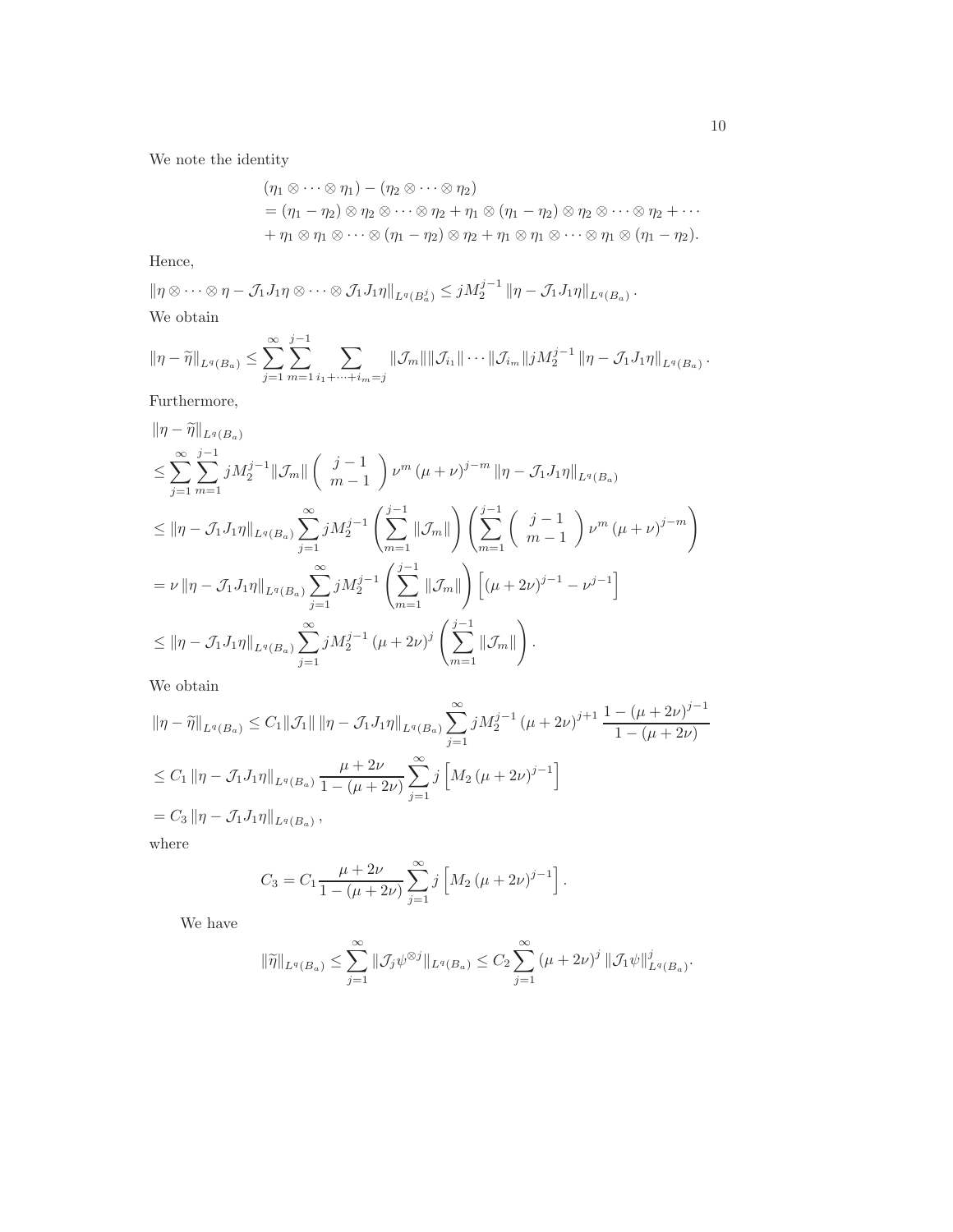We note the identity

$$
\begin{aligned}
&(\eta_1 \otimes \cdots \otimes \eta_1) - (\eta_2 \otimes \cdots \otimes \eta_2) \\
&= (\eta_1 - \eta_2) \otimes \eta_2 \otimes \cdots \otimes \eta_2 + \eta_1 \otimes (\eta_1 - \eta_2) \otimes \eta_2 \otimes \cdots \otimes \eta_2 + \cdots \\
&+ \eta_1 \otimes \eta_1 \otimes \cdots \otimes (\eta_1 - \eta_2) \otimes \eta_2 + \eta_1 \otimes \eta_1 \otimes \cdots \otimes \eta_1 \otimes (\eta_1 - \eta_2).
\end{aligned}
$$

Hence,

$$
\|\eta \otimes \cdots \otimes \eta - \mathcal{J}_1 J_1 \eta \otimes \cdots \otimes \mathcal{J}_1 J_1 \eta\|_{L^q(B_a^j)} \leq j M_2^{j-1} \|\eta - \mathcal{J}_1 J_1 \eta\|_{L^q(B_a)}.
$$

We obtain

$$
\|\eta - \widetilde{\eta}\|_{L^q(B_a)} \leq \sum_{j=1}^{\infty} \sum_{m=1}^{j-1} \sum_{i_1 + \cdots + i_m = j} \|\mathcal{J}_m\| \|\mathcal{J}_{i_1}\| \cdots \|\mathcal{J}_{i_m}\| j M_2^{j-1} \|\eta - \mathcal{J}_1 J_1 \eta\|_{L^q(B_a)}.
$$

Furthermore,

$$
\begin{aligned}
&\|\eta - \widetilde{\eta}\|_{L^q(B_a)} \\
&\leq \sum_{j=1}^{\infty} \sum_{m=1}^{j-1} j M_2^{j-1} \|\mathcal{J}_m\| \binom{j-1}{m-1} \nu^m (\mu + \nu)^{j-m} \|\eta - \mathcal{J}_1 J_1 \eta\|_{L^q(B_a)} \\
&\leq \|\eta - \mathcal{J}_1 J_1 \eta\|_{L^q(B_a)} \sum_{j=1}^{\infty} j M_2^{j-1} \left( \sum_{m=1}^{j-1} \|\mathcal{J}_m\| \right) \left( \sum_{m=1}^{j-1} \binom{j-1}{m-1} \nu^m (\mu + \nu)^{j-m} \right) \\
&= \nu \|\eta - \mathcal{J}_1 J_1 \eta\|_{L^q(B_a)} \sum_{j=1}^{\infty} j M_2^{j-1} \left( \sum_{m=1}^{j-1} \|\mathcal{J}_m\| \right) \left[ (\mu + 2\nu)^{j-1} - \nu^{j-1} \right] \\
&\leq \|\eta - \mathcal{J}_1 J_1 \eta\|_{L^q(B_a)} \sum_{j=1}^{\infty} j M_2^{j-1} (\mu + 2\nu)^j \left( \sum_{m=1}^{j-1} \|\mathcal{J}_m\| \right).
\end{aligned}
$$

We obtain

$$
\begin{aligned}
&\|\eta - \widetilde{\eta}\|_{L^q(B_a)} \leq C_1 \|\mathcal{J}_1\| \|\eta - \mathcal{J}_1 J_1 \eta\|_{L^q(B_a)} \sum_{j=1}^{\infty} j M_2^{j-1} (\mu + 2\nu)^{j+1} \frac{1 - (\mu + 2\nu)^{j-1}}{1 - (\mu + 2\nu)} \\
&\leq C_1 \|\eta - \mathcal{J}_1 J_1 \eta\|_{L^q(B_a)} \frac{\mu + 2\nu}{1 - (\mu + 2\nu)} \sum_{j=1}^{\infty} j \left[ M_2 (\mu + 2\nu)^{j-1} \right] \\
&= C_3 \|\eta - \mathcal{J}_1 J_1 \eta\|_{L^q(B_a)},
\end{aligned}
$$

where

$$
C_3 = C_1 \frac{\mu + 2\nu}{1 - (\mu + 2\nu)} \sum_{j=1}^{\infty} j \left[ M_2 (\mu + 2\nu)^{j-1} \right].
$$

We have

$$
\|\widetilde{\eta}\|_{L^q(B_a)} \leq \sum_{j=1}^{\infty} \|\mathcal{J}_j \psi^{\otimes j}\|_{L^q(B_a)} \leq C_2 \sum_{j=1}^{\infty} (\mu + 2\nu)^j \|\mathcal{J}_1 \psi\|_{L^q(B_a)}^j.
$$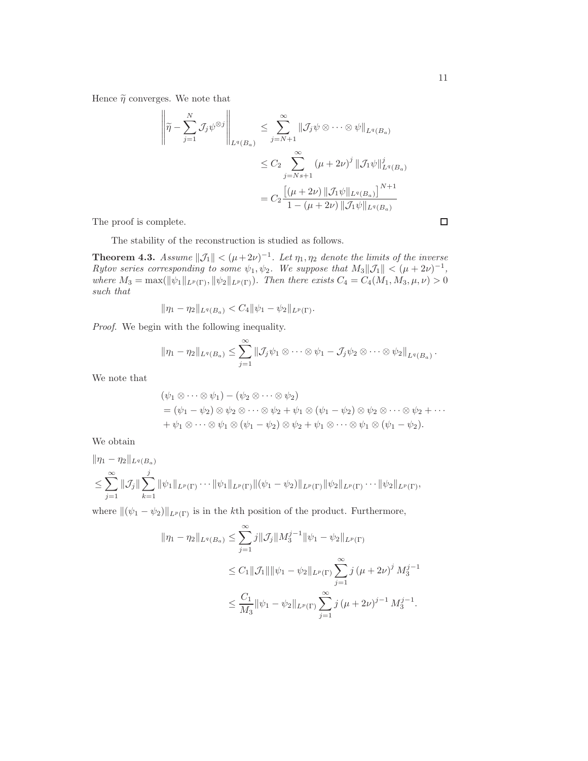Hence $\widetilde{\eta}$ converges. We note that

$$
\begin{aligned}
\left\| \widetilde{\eta} - \sum_{j=1}^{N} \mathcal{J}_j \psi^{\otimes j} \right\|_{L^q(B_a)} &\leq \sum_{j=N+1}^{\infty} \| \mathcal{J}_j \psi \otimes \cdots \otimes \psi \|_{L^q(B_a)} \\
&\leq C_2 \sum_{j=Ns+1}^{\infty} (\mu + 2\nu)^j \, \| \mathcal{J}_1 \psi \|_{L^q(B_a)}^j \\
&= C_2 \frac{\left[ (\mu + 2\nu) \, \| \mathcal{J}_1 \psi \|_{L^q(B_a)} \right]^{N+1}}{1 - (\mu + 2\nu) \, \| \mathcal{J}_1 \psi \|_{L^q(B_a)}}
\end{aligned}
$$

The proof is complete. □

The stability of the reconstruction is studied as follows.

**Theorem 4.3.** *Assume $\|\mathcal{J}_1\| < (\mu+2\nu)^{-1}$. Let $\eta_1, \eta_2$ denote the limits of the inverse Rytov series corresponding to some $\psi_1, \psi_2$. We suppose that $M_3 \|\mathcal{J}_1\| < (\mu + 2\nu)^{-1}$, where $M_3 = \max(\|\psi_1\|_{L^p(\Gamma)}, \|\psi_2\|_{L^p(\Gamma)})$. Then there exists $C_4 = C_4(M_1, M_3, \mu, \nu) > 0$ such that*

$$
\|\eta_1 - \eta_2\|_{L^q(B_a)} < C_4 \|\psi_1 - \psi_2\|_{L^p(\Gamma)}.
$$

*Proof.* We begin with the following inequality.

$$
\|\eta_1 - \eta_2\|_{L^q(B_a)} \leq \sum_{j=1}^{\infty} \left\| \mathcal{J}_j \psi_1 \otimes \cdots \otimes \psi_1 - \mathcal{J}_j \psi_2 \otimes \cdots \otimes \psi_2 \right\|_{L^q(B_a)}.
$$

We note that

$$
\begin{aligned}
&(\psi_1 \otimes \cdots \otimes \psi_1) - (\psi_2 \otimes \cdots \otimes \psi_2) \\
&= (\psi_1 - \psi_2) \otimes \psi_2 \otimes \cdots \otimes \psi_2 + \psi_1 \otimes (\psi_1 - \psi_2) \otimes \psi_2 \otimes \cdots \otimes \psi_2 + \cdots \\
&+ \psi_1 \otimes \cdots \otimes \psi_1 \otimes (\psi_1 - \psi_2) \otimes \psi_2 + \psi_1 \otimes \cdots \otimes \psi_1 \otimes (\psi_1 - \psi_2).
\end{aligned}
$$

We obtain

$$
\begin{aligned}
&\|\eta_1 - \eta_2\|_{L^q(B_a)} \\
&\leq \sum_{j=1}^{\infty} \|\mathcal{J}_j\| \sum_{k=1}^{j} \|\psi_1\|_{L^p(\Gamma)} \cdots \|\psi_1\|_{L^p(\Gamma)} \|(\psi_1 - \psi_2)\|_{L^p(\Gamma)} \|\psi_2\|_{L^p(\Gamma)} \cdots \|\psi_2\|_{L^p(\Gamma)},
\end{aligned}
$$

where $\|(\psi_1 - \psi_2)\|_{L^p(\Gamma)}$ is in the $k$th position of the product. Furthermore,

$$
\begin{aligned}
\|\eta_1 - \eta_2\|_{L^q(B_a)} &\leq \sum_{j=1}^{\infty} j \|\mathcal{J}_j\| M_3^{j-1} \|\psi_1 - \psi_2\|_{L^p(\Gamma)} \\
&\leq C_1 \|\mathcal{J}_1\| \|\psi_1 - \psi_2\|_{L^p(\Gamma)} \sum_{j=1}^{\infty} j \, (\mu + 2\nu)^j \, M_3^{j-1} \\
&\leq \frac{C_1}{M_3} \|\psi_1 - \psi_2\|_{L^p(\Gamma)} \sum_{j=1}^{\infty} j \, (\mu + 2\nu)^{j-1} \, M_3^{j-1}.
\end{aligned}
$$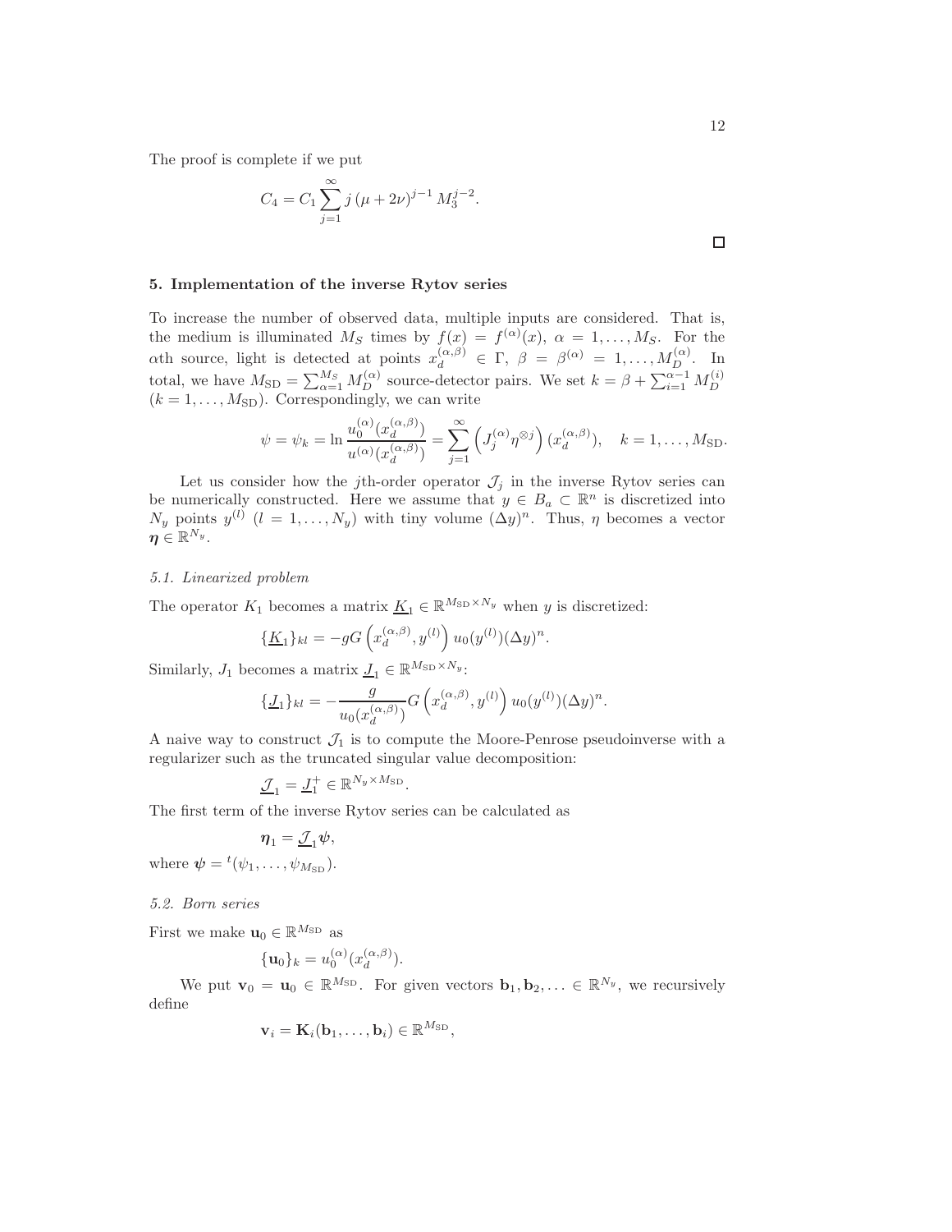The proof is complete if we put

$$C_4 = C_1 \sum_{j=1}^{\infty} j\,(\mu + 2\nu)^{j-1}\, M_3^{j-2}.$$

$\square$

## 5. Implementation of the inverse Rytov series

To increase the number of observed data, multiple inputs are considered. That is, the medium is illuminated $M_S$ times by $f(x) = f^{(\alpha)}(x)$, $\alpha = 1, \ldots, M_S$. For the $\alpha$th source, light is detected at points $x_d^{(\alpha,\beta)} \in \Gamma$, $\beta = \beta^{(\alpha)} = 1, \ldots, M_D^{(\alpha)}$. In total, we have $M_{\rm SD} = \sum_{\alpha=1}^{M_S} M_D^{(\alpha)}$ source-detector pairs. We set $k = \beta + \sum_{i=1}^{\alpha-1} M_D^{(i)}$ ($k = 1, \ldots, M_{\rm SD}$). Correspondingly, we can write

$$\psi = \psi_k = \ln \frac{u_0^{(\alpha)}(x_d^{(\alpha,\beta)})}{u^{(\alpha)}(x_d^{(\alpha,\beta)})} = \sum_{j=1}^{\infty} \left( J_j^{(\alpha)} \eta^{\otimes j} \right)(x_d^{(\alpha,\beta)}), \quad k = 1, \ldots, M_{\rm SD}.$$

Let us consider how the $j$th-order operator $\mathcal{J}_j$ in the inverse Rytov series can be numerically constructed. Here we assume that $y \in B_a \subset \mathbb{R}^n$ is discretized into $N_y$ points $y^{(l)}$ ($l = 1, \ldots, N_y$) with tiny volume $(\Delta y)^n$. Thus, $\eta$ becomes a vector $\boldsymbol{\eta} \in \mathbb{R}^{N_y}$.

### *5.1. Linearized problem*

The operator $K_1$ becomes a matrix $\underline{K}_1 \in \mathbb{R}^{M_{\rm SD} \times N_y}$ when $y$ is discretized:

$$\{\underline{K}_1\}_{kl} = -gG\left(x_d^{(\alpha,\beta)}, y^{(l)}\right) u_0(y^{(l)}) (\Delta y)^n.$$

Similarly, $J_1$ becomes a matrix $\underline{J}_1 \in \mathbb{R}^{M_{\rm SD} \times N_y}$:

$$\{\underline{J}_1\}_{kl} = -\frac{g}{u_0(x_d^{(\alpha,\beta)})} G\left(x_d^{(\alpha,\beta)}, y^{(l)}\right) u_0(y^{(l)}) (\Delta y)^n.$$

A naive way to construct $\mathcal{J}_1$ is to compute the Moore-Penrose pseudoinverse with a regularizer such as the truncated singular value decomposition:

$$\underline{\mathcal{J}}_1 = \underline{J}_1^{+} \in \mathbb{R}^{N_y \times M_{\rm SD}}.$$

The first term of the inverse Rytov series can be calculated as

$$\boldsymbol{\eta}_1 = \underline{\mathcal{J}}_1 \boldsymbol{\psi},$$

where $\boldsymbol{\psi} = {}^t(\psi_1, \ldots, \psi_{M_{\rm SD}})$.

### *5.2. Born series*

First we make $\mathbf{u}_0 \in \mathbb{R}^{M_{\rm SD}}$ as

$$\{\mathbf{u}_0\}_k = u_0^{(\alpha)}(x_d^{(\alpha,\beta)}).$$

We put $\mathbf{v}_0 = \mathbf{u}_0 \in \mathbb{R}^{M_{\rm SD}}$. For given vectors $\mathbf{b}_1, \mathbf{b}_2, \ldots \in \mathbb{R}^{N_y}$, we recursively define

$$\mathbf{v}_i = \mathbf{K}_i(\mathbf{b}_1, \ldots, \mathbf{b}_i) \in \mathbb{R}^{M_{\rm SD}},$$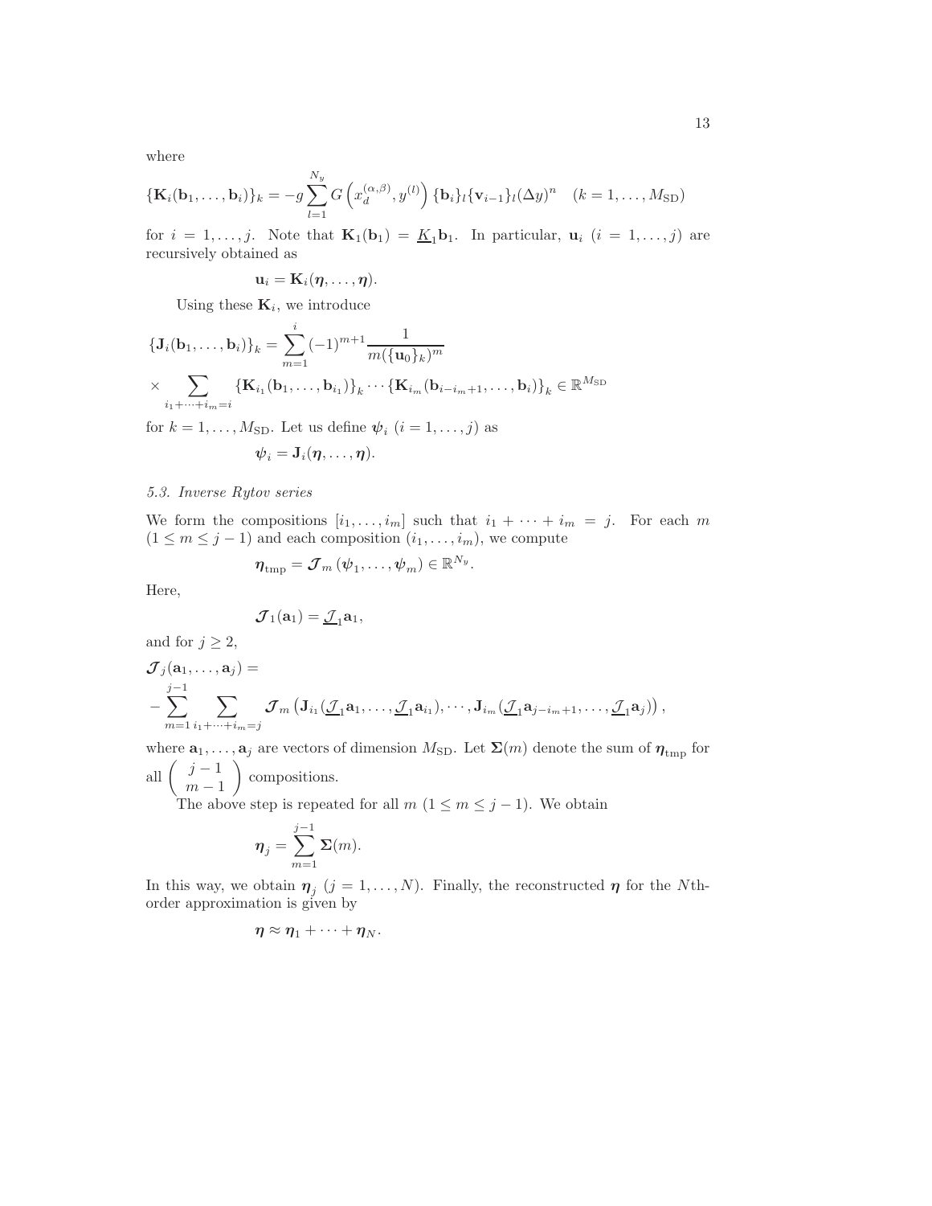where

$$\{\mathbf{K}_i(\mathbf{b}_1,\dots,\mathbf{b}_i)\}_k = -g\sum_{l=1}^{N_y} G\left(x_d^{(\alpha,\beta)},y^{(l)}\right)\{\mathbf{b}_i\}_l\{\mathbf{v}_{i-1}\}_l(\Delta y)^n \quad (k=1,\dots,M_{\mathrm{SD}})$$

for $i=1,\dots,j$. Note that $\mathbf{K}_1(\mathbf{b}_1)=\underline{K}_1\mathbf{b}_1$. In particular, $\mathbf{u}_i$ $(i=1,\dots,j)$ are recursively obtained as

$$\mathbf{u}_i = \mathbf{K}_i(\boldsymbol{\eta},\dots,\boldsymbol{\eta}).$$

Using these $\mathbf{K}_i$, we introduce

$$\{\mathbf{J}_i(\mathbf{b}_1,\dots,\mathbf{b}_i)\}_k = \sum_{m=1}^{i}(-1)^{m+1}\frac{1}{m(\{\mathbf{u}_0\}_k)^m}$$
$$\times \sum_{i_1+\cdots+i_m=i}\{\mathbf{K}_{i_1}(\mathbf{b}_1,\dots,\mathbf{b}_{i_1})\}_k\cdots\{\mathbf{K}_{i_m}(\mathbf{b}_{i-i_m+1},\dots,\mathbf{b}_i)\}_k \in \mathbb{R}^{M_{\mathrm{SD}}}$$

for $k=1,\dots,M_{\mathrm{SD}}$. Let us define $\boldsymbol{\psi}_i$ $(i=1,\dots,j)$ as

$$\boldsymbol{\psi}_i = \mathbf{J}_i(\boldsymbol{\eta},\dots,\boldsymbol{\eta}).$$

### 5.3. Inverse Rytov series

We form the compositions $[i_1,\dots,i_m]$ such that $i_1+\cdots+i_m=j$. For each $m$ $(1\le m\le j-1)$ and each composition $(i_1,\dots,i_m)$, we compute

$$\boldsymbol{\eta}_{\mathrm{tmp}} = \boldsymbol{\mathcal{J}}_m(\boldsymbol{\psi}_1,\dots,\boldsymbol{\psi}_m)\in\mathbb{R}^{N_y}.$$

Here,

$$\boldsymbol{\mathcal{J}}_1(\mathbf{a}_1)=\underline{\mathcal{J}}_1\mathbf{a}_1,$$

and for $j\ge 2$,

$$\boldsymbol{\mathcal{J}}_j(\mathbf{a}_1,\dots,\mathbf{a}_j) =$$
$$-\sum_{m=1}^{j-1}\sum_{i_1+\cdots+i_m=j}\boldsymbol{\mathcal{J}}_m\left(\mathbf{J}_{i_1}(\underline{\mathcal{J}}_1\mathbf{a}_1,\dots,\underline{\mathcal{J}}_1\mathbf{a}_{i_1}),\cdots,\mathbf{J}_{i_m}(\underline{\mathcal{J}}_1\mathbf{a}_{j-i_m+1},\dots,\underline{\mathcal{J}}_1\mathbf{a}_j)\right),$$

where $\mathbf{a}_1,\dots,\mathbf{a}_j$ are vectors of dimension $M_{\mathrm{SD}}$. Let $\boldsymbol{\Sigma}(m)$ denote the sum of $\boldsymbol{\eta}_{\mathrm{tmp}}$ for all $\begin{pmatrix} j-1 \\ m-1 \end{pmatrix}$ compositions.

The above step is repeated for all $m$ $(1\le m\le j-1)$. We obtain

$$\boldsymbol{\eta}_j = \sum_{m=1}^{j-1}\boldsymbol{\Sigma}(m).$$

In this way, we obtain $\boldsymbol{\eta}_j$ $(j=1,\dots,N)$. Finally, the reconstructed $\boldsymbol{\eta}$ for the $N$th-order approximation is given by

$$\boldsymbol{\eta}\approx\boldsymbol{\eta}_1+\cdots+\boldsymbol{\eta}_N.$$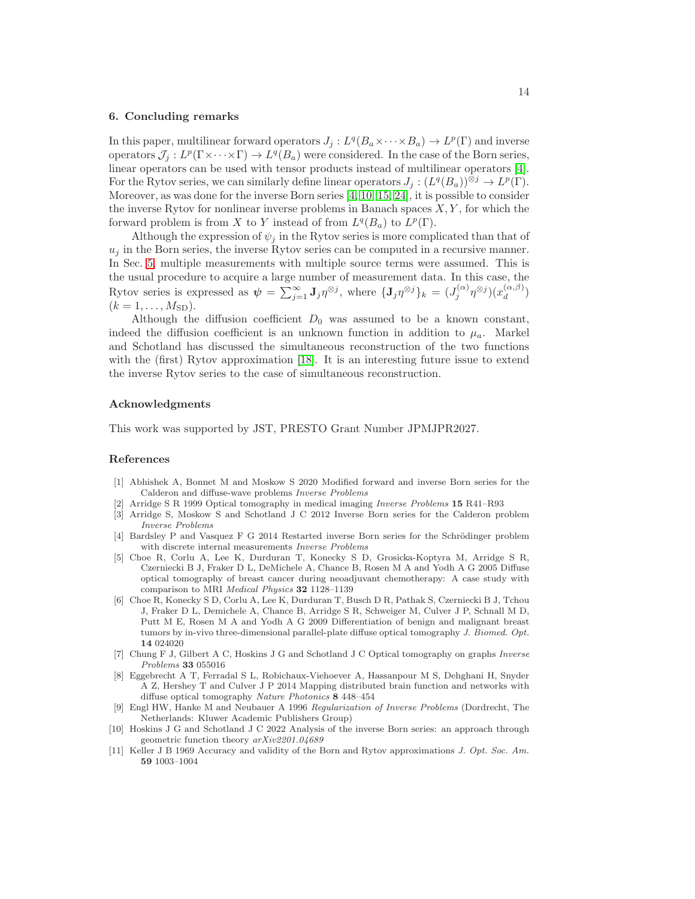## 6. Concluding remarks

In this paper, multilinear forward operators $J_j : L^q(B_a \times \cdots \times B_a) \to L^p(\Gamma)$ and inverse operators $\mathcal{J}_j : L^p(\Gamma \times \cdots \times \Gamma) \to L^q(B_a)$ were considered. In the case of the Born series, linear operators can be used with tensor products instead of multilinear operators [4]. For the Rytov series, we can similarly define linear operators $J_j : (L^q(B_a))^{\otimes j} \to L^p(\Gamma)$. Moreover, as was done for the inverse Born series [4, 10, 15, 24], it is possible to consider the inverse Rytov for nonlinear inverse problems in Banach spaces $X, Y$, for which the forward problem is from $X$ to $Y$ instead of from $L^q(B_a)$ to $L^p(\Gamma)$.

Although the expression of $\psi_j$ in the Rytov series is more complicated than that of $u_j$ in the Born series, the inverse Rytov series can be computed in a recursive manner. In Sec. 5, multiple measurements with multiple source terms were assumed. This is the usual procedure to acquire a large number of measurement data. In this case, the Rytov series is expressed as $\boldsymbol{\psi} = \sum_{j=1}^{\infty} \mathbf{J}_j \eta^{\otimes j}$, where $\{\mathbf{J}_j \eta^{\otimes j}\}_k = (J_j^{(\alpha)} \eta^{\otimes j})(x_d^{(\alpha,\beta)})$ $(k = 1, \ldots, M_{\mathrm{SD}})$.

Although the diffusion coefficient $D_0$ was assumed to be a known constant, indeed the diffusion coefficient is an unknown function in addition to $\mu_a$. Markel and Schotland has discussed the simultaneous reconstruction of the two functions with the (first) Rytov approximation [18]. It is an interesting future issue to extend the inverse Rytov series to the case of simultaneous reconstruction.

## Acknowledgments

This work was supported by JST, PRESTO Grant Number JPMJPR2027.

## References

[1] Abhishek A, Bonnet M and Moskow S 2020 Modified forward and inverse Born series for the Calderon and diffuse-wave problems *Inverse Problems*

[2] Arridge S R 1999 Optical tomography in medical imaging *Inverse Problems* **15** R41–R93

[3] Arridge S, Moskow S and Schotland J C 2012 Inverse Born series for the Calderon problem *Inverse Problems*

[4] Bardsley P and Vasquez F G 2014 Restarted inverse Born series for the Schrödinger problem with discrete internal measurements *Inverse Problems*

[5] Choe R, Corlu A, Lee K, Durduran T, Konecky S D, Grosicka-Koptyra M, Arridge S R, Czerniecki B J, Fraker D L, DeMichele A, Chance B, Rosen M A and Yodh A G 2005 Diffuse optical tomography of breast cancer during neoadjuvant chemotherapy: A case study with comparison to MRI *Medical Physics* **32** 1128–1139

[6] Choe R, Konecky S D, Corlu A, Lee K, Durduran T, Busch D R, Pathak S, Czerniecki B J, Tchou J, Fraker D L, Demichele A, Chance B, Arridge S R, Schweiger M, Culver J P, Schnall M D, Putt M E, Rosen M A and Yodh A G 2009 Differentiation of benign and malignant breast tumors by in-vivo three-dimensional parallel-plate diffuse optical tomography *J. Biomed. Opt.* **14** 024020

[7] Chung F J, Gilbert A C, Hoskins J G and Schotland J C Optical tomography on graphs *Inverse Problems* **33** 055016

[8] Eggebrecht A T, Ferradal S L, Robichaux-Viehoever A, Hassanpour M S, Dehghani H, Snyder A Z, Hershey T and Culver J P 2014 Mapping distributed brain function and networks with diffuse optical tomography *Nature Photonics* **8** 448–454

[9] Engl HW, Hanke M and Neubauer A 1996 *Regularization of Inverse Problems* (Dordrecht, The Netherlands: Kluwer Academic Publishers Group)

[10] Hoskins J G and Schotland J C 2022 Analysis of the inverse Born series: an approach through geometric function theory *arXiv2201.04689*

[11] Keller J B 1969 Accuracy and validity of the Born and Rytov approximations *J. Opt. Soc. Am.* **59** 1003–1004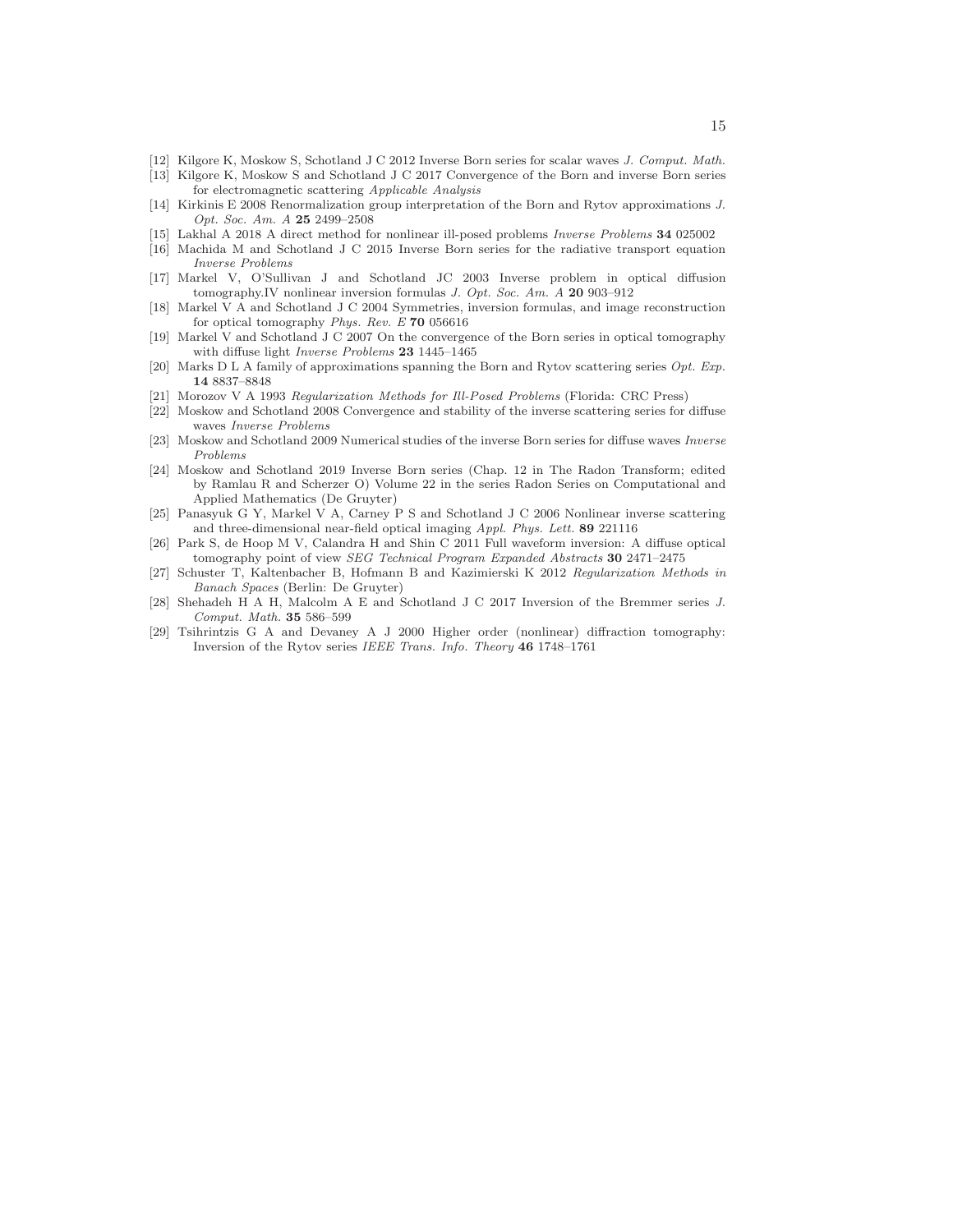[12] Kilgore K, Moskow S, Schotland J C 2012 Inverse Born series for scalar waves *J. Comput. Math.*

[13] Kilgore K, Moskow S and Schotland J C 2017 Convergence of the Born and inverse Born series for electromagnetic scattering *Applicable Analysis*

[14] Kirkinis E 2008 Renormalization group interpretation of the Born and Rytov approximations *J. Opt. Soc. Am. A* **25** 2499–2508

[15] Lakhal A 2018 A direct method for nonlinear ill-posed problems *Inverse Problems* **34** 025002

[16] Machida M and Schotland J C 2015 Inverse Born series for the radiative transport equation *Inverse Problems*

[17] Markel V, O'Sullivan J and Schotland JC 2003 Inverse problem in optical diffusion tomography.IV nonlinear inversion formulas *J. Opt. Soc. Am. A* **20** 903–912

[18] Markel V A and Schotland J C 2004 Symmetries, inversion formulas, and image reconstruction for optical tomography *Phys. Rev. E* **70** 056616

[19] Markel V and Schotland J C 2007 On the convergence of the Born series in optical tomography with diffuse light *Inverse Problems* **23** 1445–1465

[20] Marks D L A family of approximations spanning the Born and Rytov scattering series *Opt. Exp.* **14** 8837–8848

[21] Morozov V A 1993 *Regularization Methods for Ill-Posed Problems* (Florida: CRC Press)

[22] Moskow and Schotland 2008 Convergence and stability of the inverse scattering series for diffuse waves *Inverse Problems*

[23] Moskow and Schotland 2009 Numerical studies of the inverse Born series for diffuse waves *Inverse Problems*

[24] Moskow and Schotland 2019 Inverse Born series (Chap. 12 in The Radon Transform; edited by Ramlau R and Scherzer O) Volume 22 in the series Radon Series on Computational and Applied Mathematics (De Gruyter)

[25] Panasyuk G Y, Markel V A, Carney P S and Schotland J C 2006 Nonlinear inverse scattering and three-dimensional near-field optical imaging *Appl. Phys. Lett.* **89** 221116

[26] Park S, de Hoop M V, Calandra H and Shin C 2011 Full waveform inversion: A diffuse optical tomography point of view *SEG Technical Program Expanded Abstracts* **30** 2471–2475

[27] Schuster T, Kaltenbacher B, Hofmann B and Kazimierski K 2012 *Regularization Methods in Banach Spaces* (Berlin: De Gruyter)

[28] Shehadeh H A H, Malcolm A E and Schotland J C 2017 Inversion of the Bremmer series *J. Comput. Math.* **35** 586–599

[29] Tsihrintzis G A and Devaney A J 2000 Higher order (nonlinear) diffraction tomography: Inversion of the Rytov series *IEEE Trans. Info. Theory* **46** 1748–1761